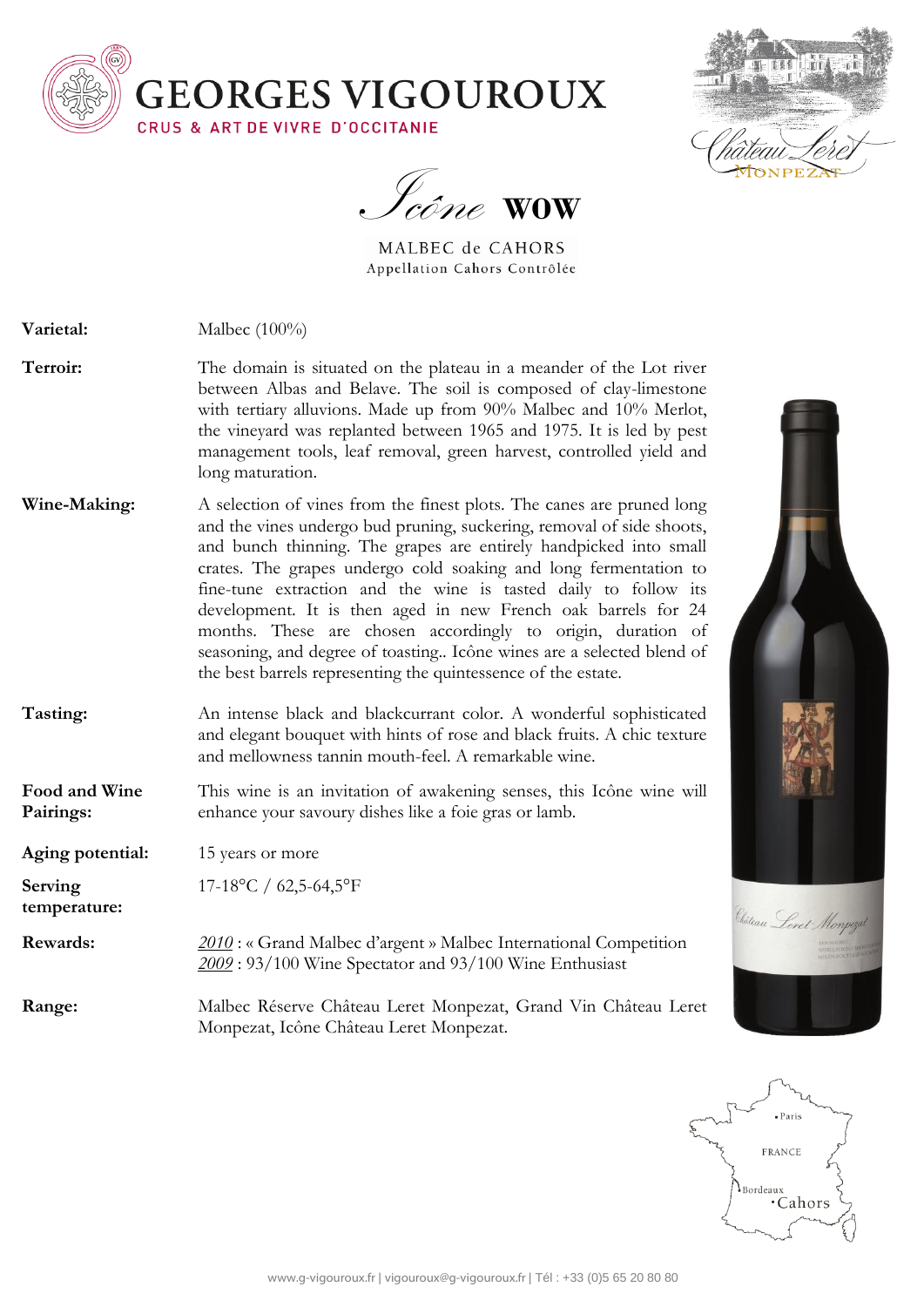# GEORGES VIGOUROUX

CRUS & ART DE VIVRE D'OCCITANIE

Château Leret Monpezat

## Icône WOW

MALBEC de CAHORS

Appellation Cahors Contrôlée

**Varietal:** Malbec (100%)

**Terroir:** The domain is situated on the plateau in a meander of the Lot river between Albas and Belave. The soil is composed of clay-limestone with tertiary alluvions. Made up from 90% Malbec and 10% Merlot, the vineyard was replanted between 1965 and 1975. It is led by pest management tools, leaf removal, green harvest, controlled yield and long maturation.

**Wine-Making:** A selection of vines from the finest plots. The canes are pruned long and the vines undergo bud pruning, suckering, removal of side shoots, and bunch thinning. The grapes are entirely handpicked into small crates. The grapes undergo cold soaking and long fermentation to fine-tune extraction and the wine is tasted daily to follow its development. It is then aged in new French oak barrels for 24 months. These are chosen accordingly to origin, duration of seasoning, and degree of toasting.. Icône wines are a selected blend of the best barrels representing the quintessence of the estate.

**Tasting:** An intense black and blackcurrant color. A wonderful sophisticated and elegant bouquet with hints of rose and black fruits. A chic texture and mellowness tannin mouth-feel. A remarkable wine.

**Food and Wine Pairings:** This wine is an invitation of awakening senses, this Icône wine will enhance your savoury dishes like a foie gras or lamb.

**Aging potential:** 15 years or more

**Serving temperature:** 17-18°C / 62,5-64,5°F

**Rewards:**
*2010* : « Grand Malbec d'argent » Malbec International Competition
*2009* : 93/100 Wine Spectator and 93/100 Wine Enthusiast

**Range:** Malbec Réserve Château Leret Monpezat, Grand Vin Château Leret Monpezat, Icône Château Leret Monpezat.

www.g-vigouroux.fr | vigouroux@g-vigouroux.fr | Tél : +33 (0)5 65 20 80 80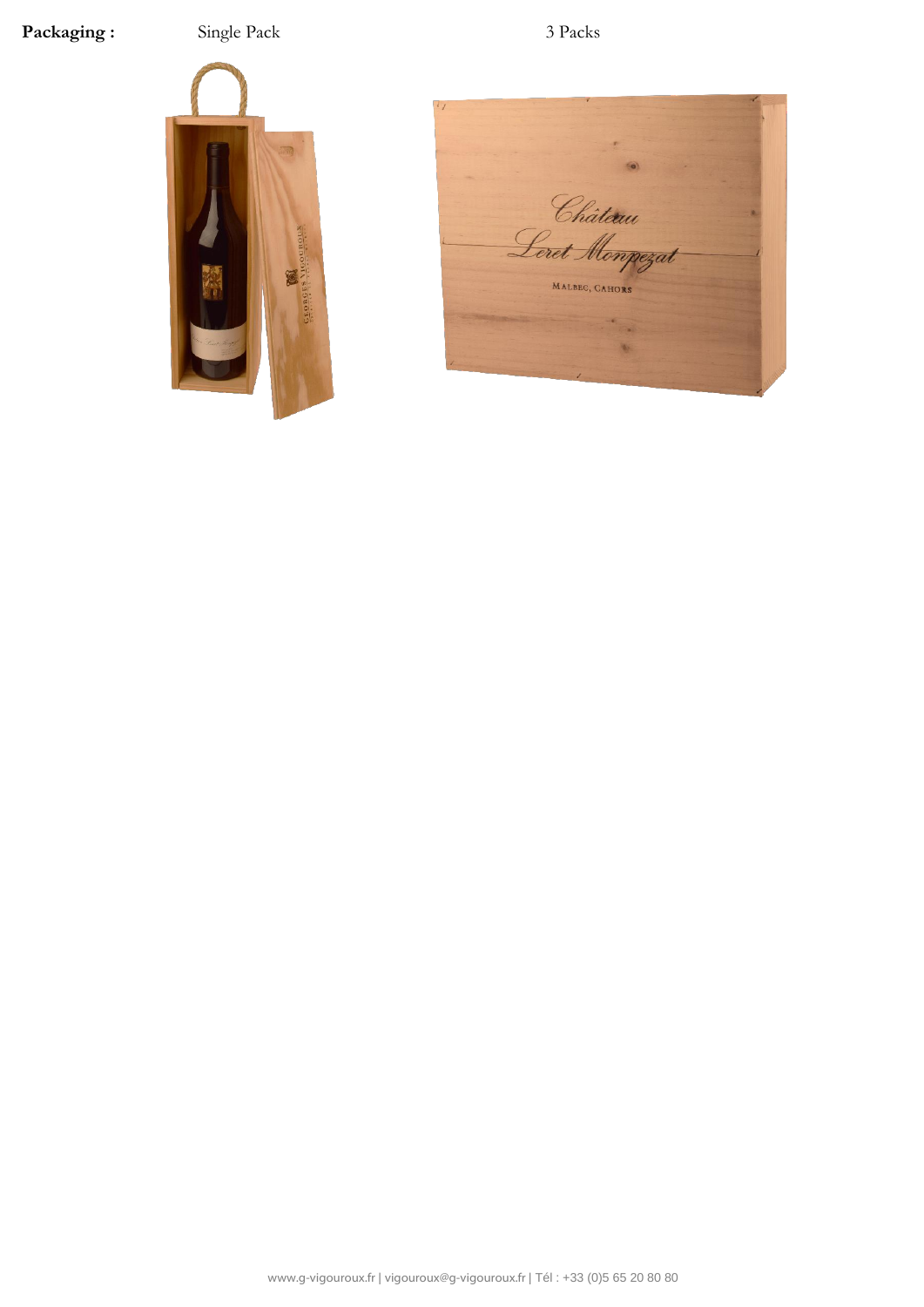**Packaging :** Single Pack 3 Packs

www.g-vigouroux.fr | vigouroux@g-vigouroux.fr | Tél : +33 (0)5 65 20 80 80